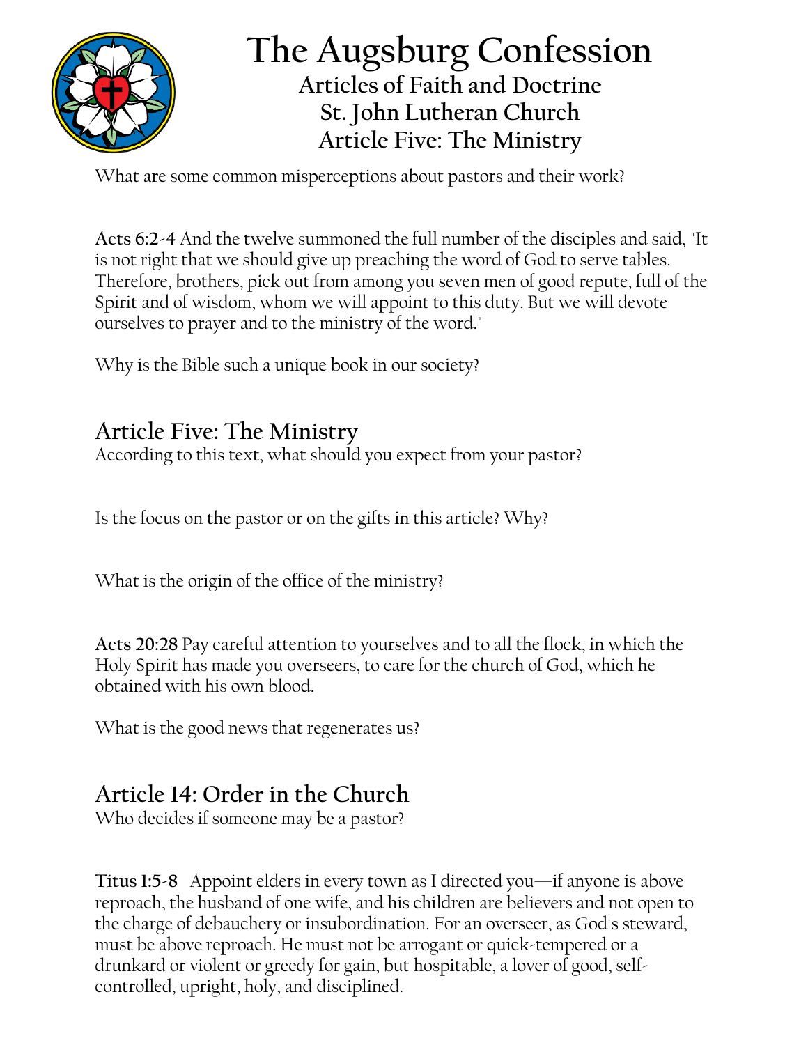# The Augsburg Confession

### Articles of Faith and Doctrine
### St. John Lutheran Church
### Article Five: The Ministry

What are some common misperceptions about pastors and their work?

**Acts 6:2-4** And the twelve summoned the full number of the disciples and said, "It is not right that we should give up preaching the word of God to serve tables. Therefore, brothers, pick out from among you seven men of good repute, full of the Spirit and of wisdom, whom we will appoint to this duty. But we will devote ourselves to prayer and to the ministry of the word."

Why is the Bible such a unique book in our society?

## Article Five: The Ministry

According to this text, what should you expect from your pastor?

Is the focus on the pastor or on the gifts in this article? Why?

What is the origin of the office of the ministry?

**Acts 20:28** Pay careful attention to yourselves and to all the flock, in which the Holy Spirit has made you overseers, to care for the church of God, which he obtained with his own blood.

What is the good news that regenerates us?

## Article 14: Order in the Church

Who decides if someone may be a pastor?

**Titus 1:5-8** Appoint elders in every town as I directed you—if anyone is above reproach, the husband of one wife, and his children are believers and not open to the charge of debauchery or insubordination. For an overseer, as God's steward, must be above reproach. He must not be arrogant or quick-tempered or a drunkard or violent or greedy for gain, but hospitable, a lover of good, self-controlled, upright, holy, and disciplined.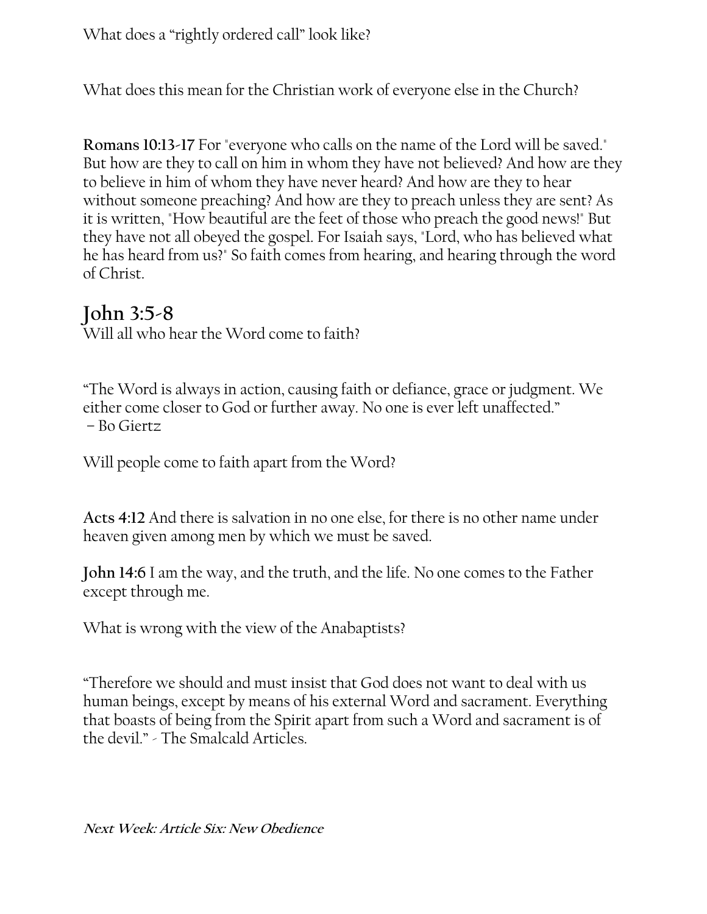What does a "rightly ordered call" look like?

What does this mean for the Christian work of everyone else in the Church?

**Romans 10:13-17** For "everyone who calls on the name of the Lord will be saved." But how are they to call on him in whom they have not believed? And how are they to believe in him of whom they have never heard? And how are they to hear without someone preaching? And how are they to preach unless they are sent? As it is written, "How beautiful are the feet of those who preach the good news!" But they have not all obeyed the gospel. For Isaiah says, "Lord, who has believed what he has heard from us?" So faith comes from hearing, and hearing through the word of Christ.

## John 3:5-8

Will all who hear the Word come to faith?

"The Word is always in action, causing faith or defiance, grace or judgment. We either come closer to God or further away. No one is ever left unaffected."
– Bo Giertz

Will people come to faith apart from the Word?

**Acts 4:12** And there is salvation in no one else, for there is no other name under heaven given among men by which we must be saved.

**John 14:6** I am the way, and the truth, and the life. No one comes to the Father except through me.

What is wrong with the view of the Anabaptists?

"Therefore we should and must insist that God does not want to deal with us human beings, except by means of his external Word and sacrament. Everything that boasts of being from the Spirit apart from such a Word and sacrament is of the devil." - The Smalcald Articles.

***Next Week: Article Six: New Obedience***